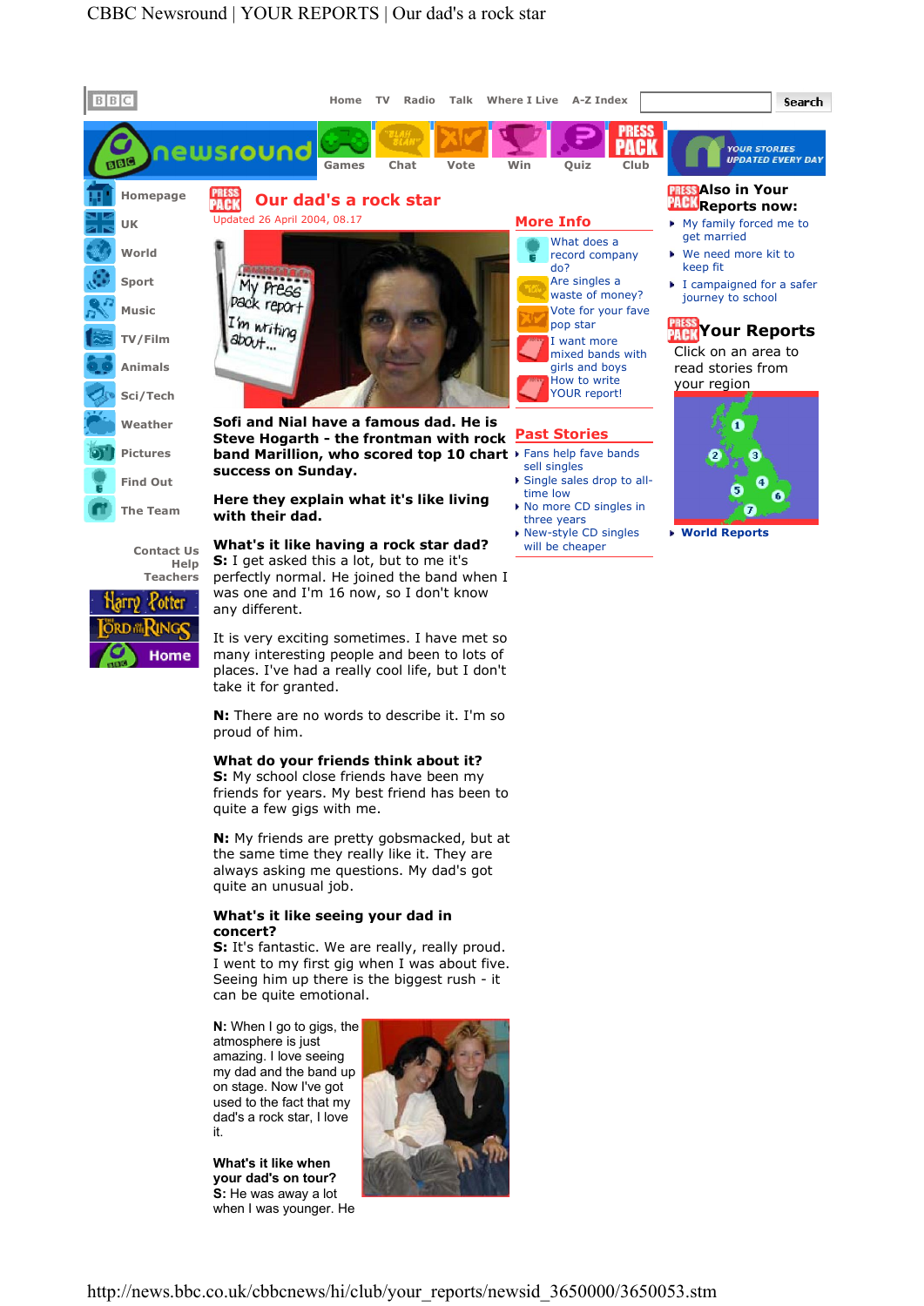# Our dad's a rock star

Updated 26 April 2004, 08.17

**Sofi and Nial have a famous dad. He is Steve Hogarth - the frontman with rock band Marillion, who scored top 10 chart success on Sunday.**

**Here they explain what it's like living with their dad.**

**What's it like having a rock star dad?**
**S:** I get asked this a lot, but to me it's perfectly normal. He joined the band when I was one and I'm 16 now, so I don't know any different.

It is very exciting sometimes. I have met so many interesting people and been to lots of places. I've had a really cool life, but I don't take it for granted.

**N:** There are no words to describe it. I'm so proud of him.

**What do your friends think about it?**
**S:** My school close friends have been my friends for years. My best friend has been to quite a few gigs with me.

**N:** My friends are pretty gobsmacked, but at the same time they really like it. They are always asking me questions. My dad's got quite an unusual job.

**What's it like seeing your dad in concert?**
**S:** It's fantastic. We are really, really proud. I went to my first gig when I was about five. Seeing him up there is the biggest rush - it can be quite emotional.

**N:** When I go to gigs, the atmosphere is just amazing. I love seeing my dad and the band up on stage. Now I've got used to the fact that my dad's a rock star, I love it.

**What's it like when your dad's on tour?**
**S:** He was away a lot when I was younger. He

## More Info

- What does a record company do?
- Are singles a waste of money?
- Vote for your fave pop star
- I want more mixed bands with girls and boys
- How to write YOUR report!

## Past Stories

- Fans help fave bands sell singles
- Single sales drop to all-time low
- No more CD singles in three years
- New-style CD singles will be cheaper

## Also in Your Reports now:

- My family forced me to get married
- We need more kit to keep fit
- I campaigned for a safer journey to school

## Your Reports

Click on an area to read stories from your region

- World Reports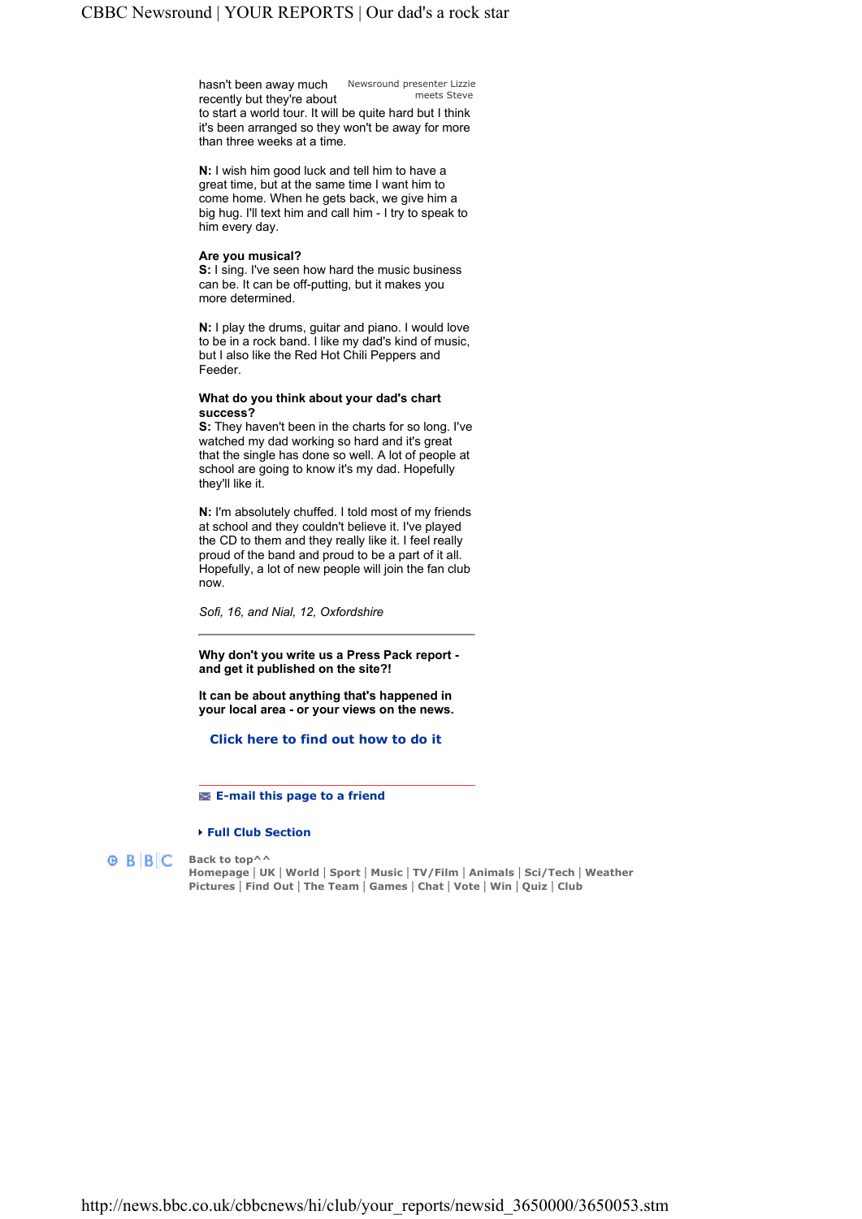hasn't been away much recently but they're about to start a world tour. It will be quite hard but I think it's been arranged so they won't be away for more than three weeks at a time.

Newsround presenter Lizzie meets Steve

**N:** I wish him good luck and tell him to have a great time, but at the same time I want him to come home. When he gets back, we give him a big hug. I'll text him and call him - I try to speak to him every day.

**Are you musical?**
**S:** I sing. I've seen how hard the music business can be. It can be off-putting, but it makes you more determined.

**N:** I play the drums, guitar and piano. I would love to be in a rock band. I like my dad's kind of music, but I also like the Red Hot Chili Peppers and Feeder.

**What do you think about your dad's chart success?**
**S:** They haven't been in the charts for so long. I've watched my dad working so hard and it's great that the single has done so well. A lot of people at school are going to know it's my dad. Hopefully they'll like it.

**N:** I'm absolutely chuffed. I told most of my friends at school and they couldn't believe it. I've played the CD to them and they really like it. I feel really proud of the band and proud to be a part of it all. Hopefully, a lot of new people will join the fan club now.

*Sofi, 16, and Nial, 12, Oxfordshire*

---

**Why don't you write us a Press Pack report - and get it published on the site?!**

**It can be about anything that's happened in your local area - or your views on the news.**

**Click here to find out how to do it**

---

**E-mail this page to a friend**

**Full Club Section**

Back to top^^
Homepage | UK | World | Sport | Music | TV/Film | Animals | Sci/Tech | Weather
Pictures | Find Out | The Team | Games | Chat | Vote | Win | Quiz | Club